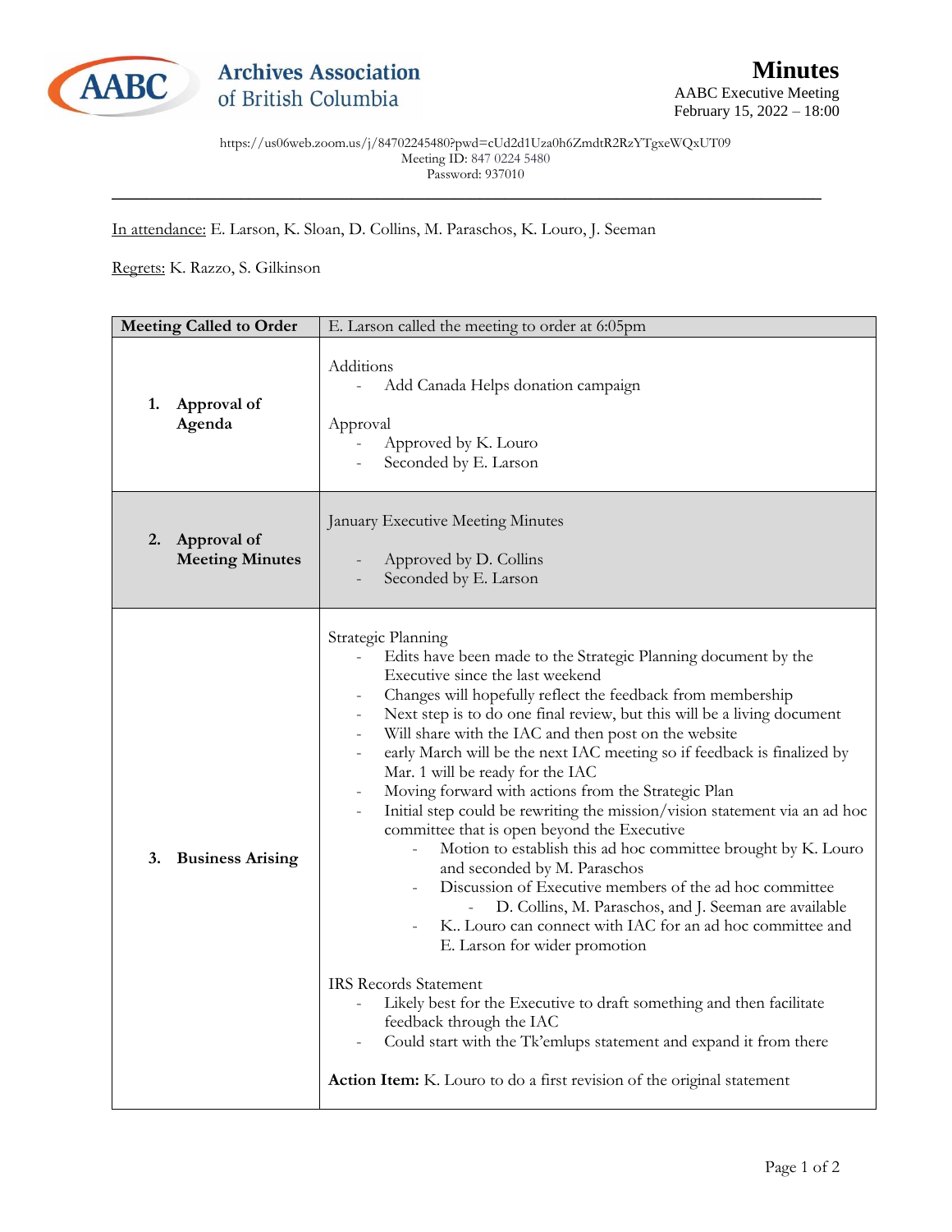**Archives Association of British Columbia**

# Minutes

AABC Executive Meeting
February 15, 2022 – 18:00

https://us06web.zoom.us/j/84702245480?pwd=cUd2d1Uza0h6ZmdtR2RzYTgxeWQxUT09
Meeting ID: 847 0224 5480
Password: 937010

---

In attendance: E. Larson, K. Sloan, D. Collins, M. Paraschos, K. Louro, J. Seeman

Regrets: K. Razzo, S. Gilkinson

| **Meeting Called to Order** | E. Larson called the meeting to order at 6:05pm |
|---|---|
| **1. Approval of Agenda** | Additions<br>- Add Canada Helps donation campaign<br><br>Approval<br>- Approved by K. Louro<br>- Seconded by E. Larson |
| **2. Approval of Meeting Minutes** | January Executive Meeting Minutes<br><br>- Approved by D. Collins<br>- Seconded by E. Larson |
| **3. Business Arising** | Strategic Planning<br>- Edits have been made to the Strategic Planning document by the Executive since the last weekend<br>- Changes will hopefully reflect the feedback from membership<br>- Next step is to do one final review, but this will be a living document<br>- Will share with the IAC and then post on the website<br>- early March will be the next IAC meeting so if feedback is finalized by Mar. 1 will be ready for the IAC<br>- Moving forward with actions from the Strategic Plan<br>- Initial step could be rewriting the mission/vision statement via an ad hoc committee that is open beyond the Executive<br>&nbsp;&nbsp;&nbsp;&nbsp;- Motion to establish this ad hoc committee brought by K. Louro and seconded by M. Paraschos<br>&nbsp;&nbsp;&nbsp;&nbsp;- Discussion of Executive members of the ad hoc committee<br>&nbsp;&nbsp;&nbsp;&nbsp;&nbsp;&nbsp;&nbsp;&nbsp;- D. Collins, M. Paraschos, and J. Seeman are available<br>&nbsp;&nbsp;&nbsp;&nbsp;- K.. Louro can connect with IAC for an ad hoc committee and E. Larson for wider promotion<br><br>IRS Records Statement<br>- Likely best for the Executive to draft something and then facilitate feedback through the IAC<br>- Could start with the Tk'emlups statement and expand it from there<br><br>**Action Item:** K. Louro to do a first revision of the original statement |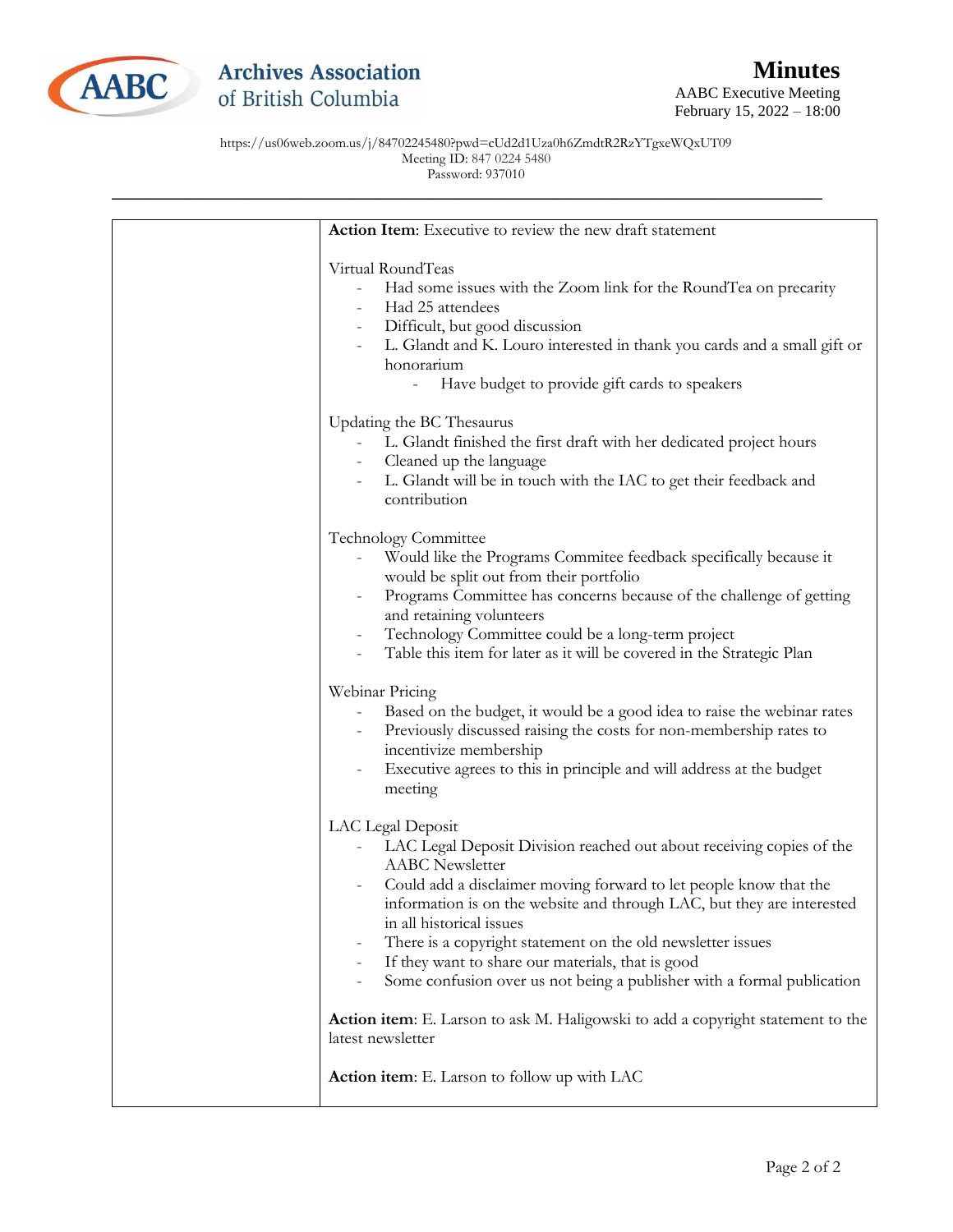# Minutes

AABC Executive Meeting
February 15, 2022 – 18:00

https://us06web.zoom.us/j/84702245480?pwd=cUd2d1Uza0h6ZmdtR2RzYTgxeWQxUT09
Meeting ID: 847 0224 5480
Password: 937010

---

| | |
|---|---|
| | **Action Item**: Executive to review the new draft statement<br><br>Virtual RoundTeas<br>- Had some issues with the Zoom link for the RoundTea on precarity<br>- Had 25 attendees<br>- Difficult, but good discussion<br>- L. Glandt and K. Louro interested in thank you cards and a small gift or honorarium<br>&nbsp;&nbsp;&nbsp;&nbsp;- Have budget to provide gift cards to speakers<br><br>Updating the BC Thesaurus<br>- L. Glandt finished the first draft with her dedicated project hours<br>- Cleaned up the language<br>- L. Glandt will be in touch with the IAC to get their feedback and contribution<br><br>Technology Committee<br>- Would like the Programs Commitee feedback specifically because it would be split out from their portfolio<br>- Programs Committee has concerns because of the challenge of getting and retaining volunteers<br>- Technology Committee could be a long-term project<br>- Table this item for later as it will be covered in the Strategic Plan<br><br>Webinar Pricing<br>- Based on the budget, it would be a good idea to raise the webinar rates<br>- Previously discussed raising the costs for non-membership rates to incentivize membership<br>- Executive agrees to this in principle and will address at the budget meeting<br><br>LAC Legal Deposit<br>- LAC Legal Deposit Division reached out about receiving copies of the AABC Newsletter<br>- Could add a disclaimer moving forward to let people know that the information is on the website and through LAC, but they are interested in all historical issues<br>- There is a copyright statement on the old newsletter issues<br>- If they want to share our materials, that is good<br>- Some confusion over us not being a publisher with a formal publication<br><br>**Action item**: E. Larson to ask M. Haligowski to add a copyright statement to the latest newsletter<br><br>**Action item**: E. Larson to follow up with LAC |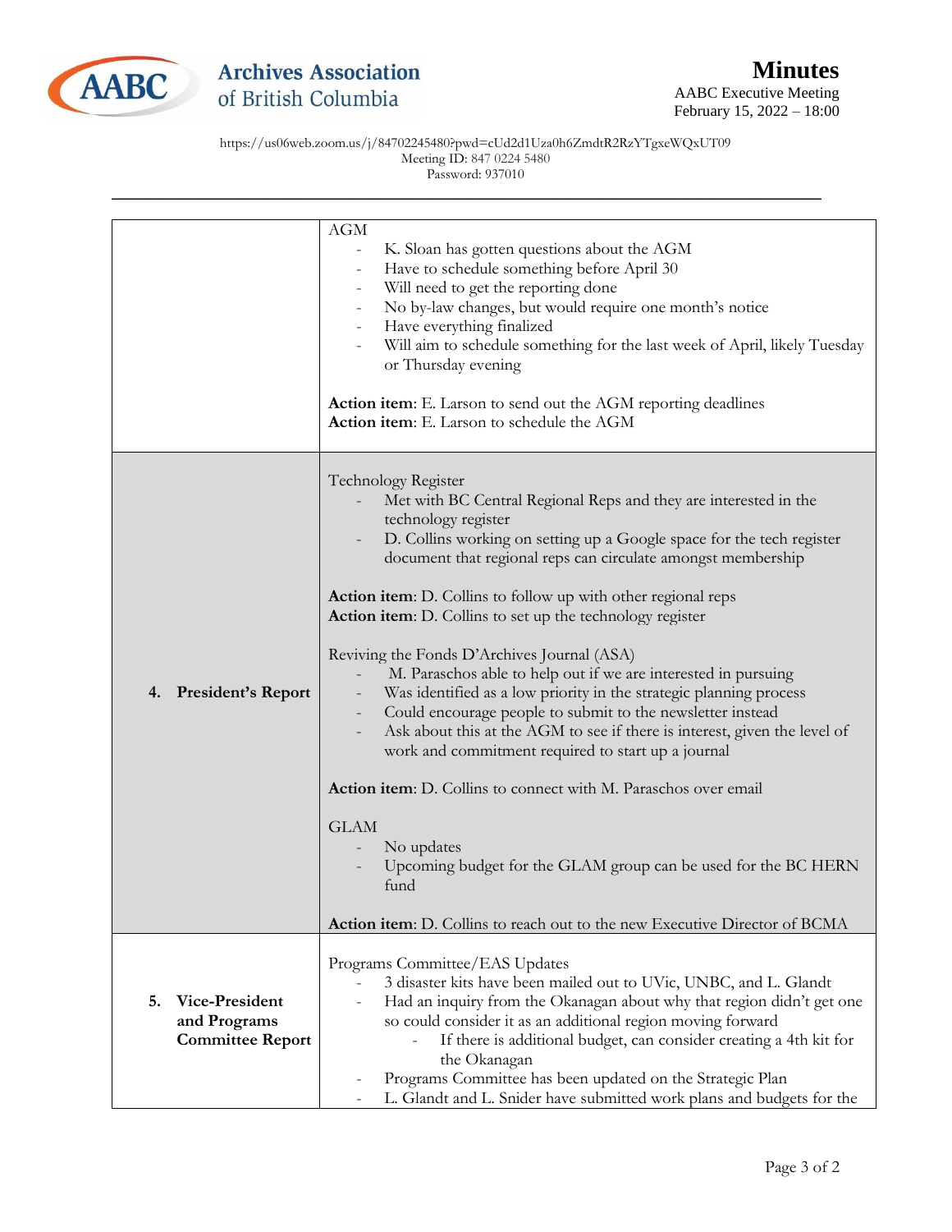# Minutes

AABC Executive Meeting
February 15, 2022 – 18:00

https://us06web.zoom.us/j/84702245480?pwd=cUd2d1Uza0h6ZmdtR2RzYTgxeWQxUT09
Meeting ID: 847 0224 5480
Password: 937010

| | |
|---|---|
| | AGM<br>- K. Sloan has gotten questions about the AGM<br>- Have to schedule something before April 30<br>- Will need to get the reporting done<br>- No by-law changes, but would require one month's notice<br>- Have everything finalized<br>- Will aim to schedule something for the last week of April, likely Tuesday or Thursday evening<br><br>**Action item**: E. Larson to send out the AGM reporting deadlines<br>**Action item**: E. Larson to schedule the AGM |
| **4. President's Report** | Technology Register<br>- Met with BC Central Regional Reps and they are interested in the technology register<br>- D. Collins working on setting up a Google space for the tech register document that regional reps can circulate amongst membership<br><br>**Action item**: D. Collins to follow up with other regional reps<br>**Action item**: D. Collins to set up the technology register<br><br>Reviving the Fonds D'Archives Journal (ASA)<br>- M. Paraschos able to help out if we are interested in pursuing<br>- Was identified as a low priority in the strategic planning process<br>- Could encourage people to submit to the newsletter instead<br>- Ask about this at the AGM to see if there is interest, given the level of work and commitment required to start up a journal<br><br>**Action item**: D. Collins to connect with M. Paraschos over email<br><br>GLAM<br>- No updates<br>- Upcoming budget for the GLAM group can be used for the BC HERN fund<br><br>**Action item**: D. Collins to reach out to the new Executive Director of BCMA |
| **5. Vice-President and Programs Committee Report** | Programs Committee/EAS Updates<br>- 3 disaster kits have been mailed out to UVic, UNBC, and L. Glandt<br>- Had an inquiry from the Okanagan about why that region didn't get one so could consider it as an additional region moving forward<br>&nbsp;&nbsp;&nbsp;&nbsp;- If there is additional budget, can consider creating a 4th kit for the Okanagan<br>- Programs Committee has been updated on the Strategic Plan<br>- L. Glandt and L. Snider have submitted work plans and budgets for the |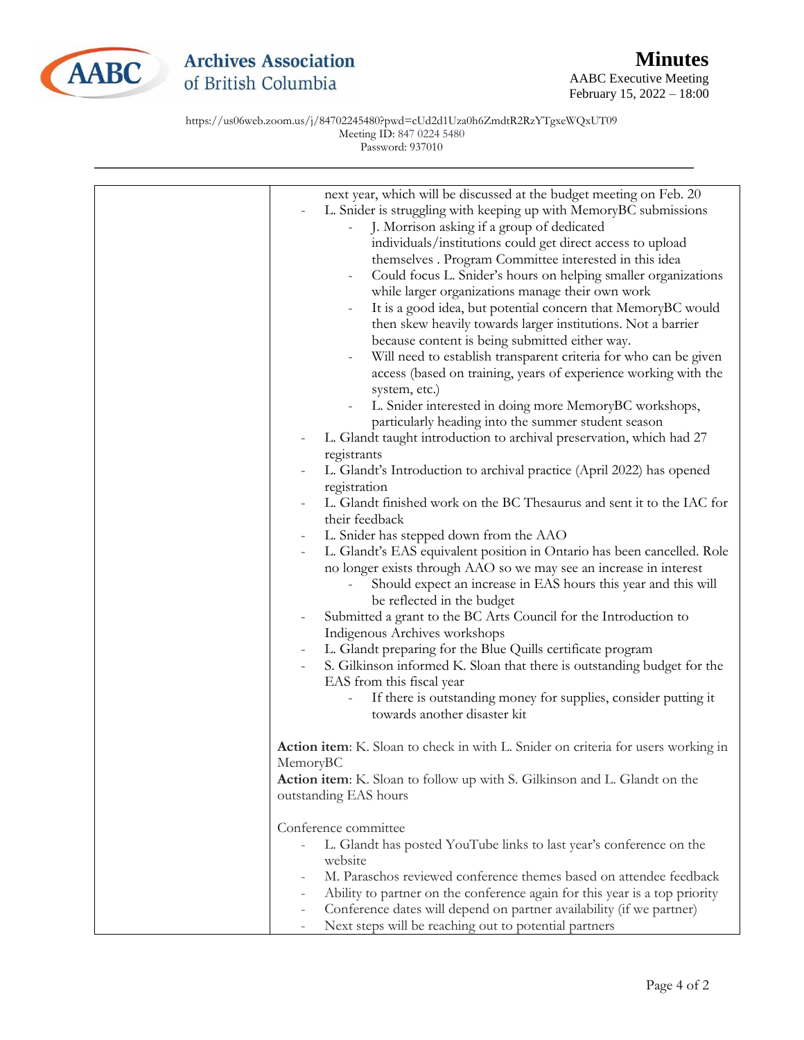| | next year, which will be discussed at the budget meeting on Feb. 20<br>- L. Snider is struggling with keeping up with MemoryBC submissions<br>&nbsp;&nbsp;&nbsp;&nbsp;- J. Morrison asking if a group of dedicated individuals/institutions could get direct access to upload themselves . Program Committee interested in this idea<br>&nbsp;&nbsp;&nbsp;&nbsp;- Could focus L. Snider's hours on helping smaller organizations while larger organizations manage their own work<br>&nbsp;&nbsp;&nbsp;&nbsp;- It is a good idea, but potential concern that MemoryBC would then skew heavily towards larger institutions. Not a barrier because content is being submitted either way.<br>&nbsp;&nbsp;&nbsp;&nbsp;- Will need to establish transparent criteria for who can be given access (based on training, years of experience working with the system, etc.)<br>&nbsp;&nbsp;&nbsp;&nbsp;- L. Snider interested in doing more MemoryBC workshops, particularly heading into the summer student season<br>- L. Glandt taught introduction to archival preservation, which had 27 registrants<br>- L. Glandt's Introduction to archival practice (April 2022) has opened registration<br>- L. Glandt finished work on the BC Thesaurus and sent it to the IAC for their feedback<br>- L. Snider has stepped down from the AAO<br>- L. Glandt's EAS equivalent position in Ontario has been cancelled. Role no longer exists through AAO so we may see an increase in interest<br>&nbsp;&nbsp;&nbsp;&nbsp;- Should expect an increase in EAS hours this year and this will be reflected in the budget<br>- Submitted a grant to the BC Arts Council for the Introduction to Indigenous Archives workshops<br>- L. Glandt preparing for the Blue Quills certificate program<br>- S. Gilkinson informed K. Sloan that there is outstanding budget for the EAS from this fiscal year<br>&nbsp;&nbsp;&nbsp;&nbsp;- If there is outstanding money for supplies, consider putting it towards another disaster kit<br><br>**Action item**: K. Sloan to check in with L. Snider on criteria for users working in MemoryBC<br>**Action item**: K. Sloan to follow up with S. Gilkinson and L. Glandt on the outstanding EAS hours<br><br>Conference committee<br>- L. Glandt has posted YouTube links to last year's conference on the website<br>- M. Paraschos reviewed conference themes based on attendee feedback<br>- Ability to partner on the conference again for this year is a top priority<br>- Conference dates will depend on partner availability (if we partner)<br>- Next steps will be reaching out to potential partners |
|---|---|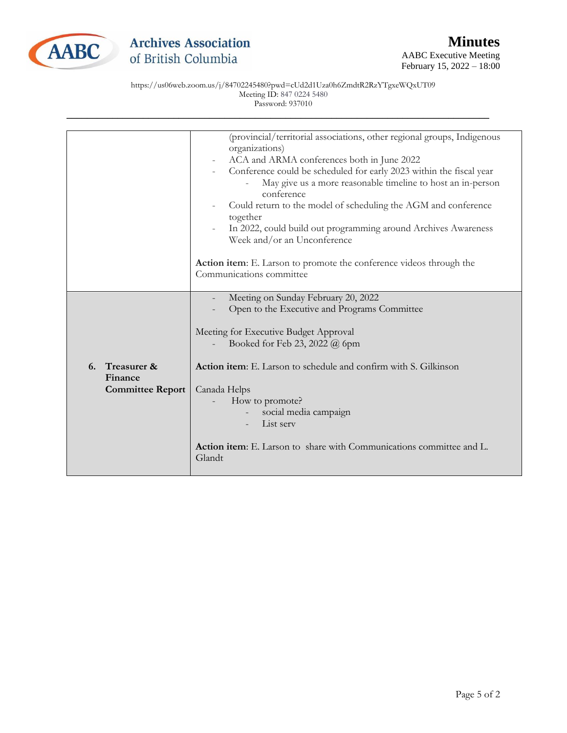| | |
|---|---|
| | (provincial/territorial associations, other regional groups, Indigenous organizations)<br>- ACA and ARMA conferences both in June 2022<br>- Conference could be scheduled for early 2023 within the fiscal year<br>&nbsp;&nbsp;&nbsp;&nbsp;- May give us a more reasonable timeline to host an in-person conference<br>- Could return to the model of scheduling the AGM and conference together<br>- In 2022, could build out programming around Archives Awareness Week and/or an Unconference<br><br>**Action item**: E. Larson to promote the conference videos through the Communications committee |
| **6. Treasurer & Finance Committee Report** | - Meeting on Sunday February 20, 2022<br>- Open to the Executive and Programs Committee<br><br>Meeting for Executive Budget Approval<br>- Booked for Feb 23, 2022 @ 6pm<br><br>**Action item**: E. Larson to schedule and confirm with S. Gilkinson<br><br>Canada Helps<br>- How to promote?<br>&nbsp;&nbsp;&nbsp;&nbsp;- social media campaign<br>&nbsp;&nbsp;&nbsp;&nbsp;- List serv<br><br>**Action item**: E. Larson to share with Communications committee and L. Glandt |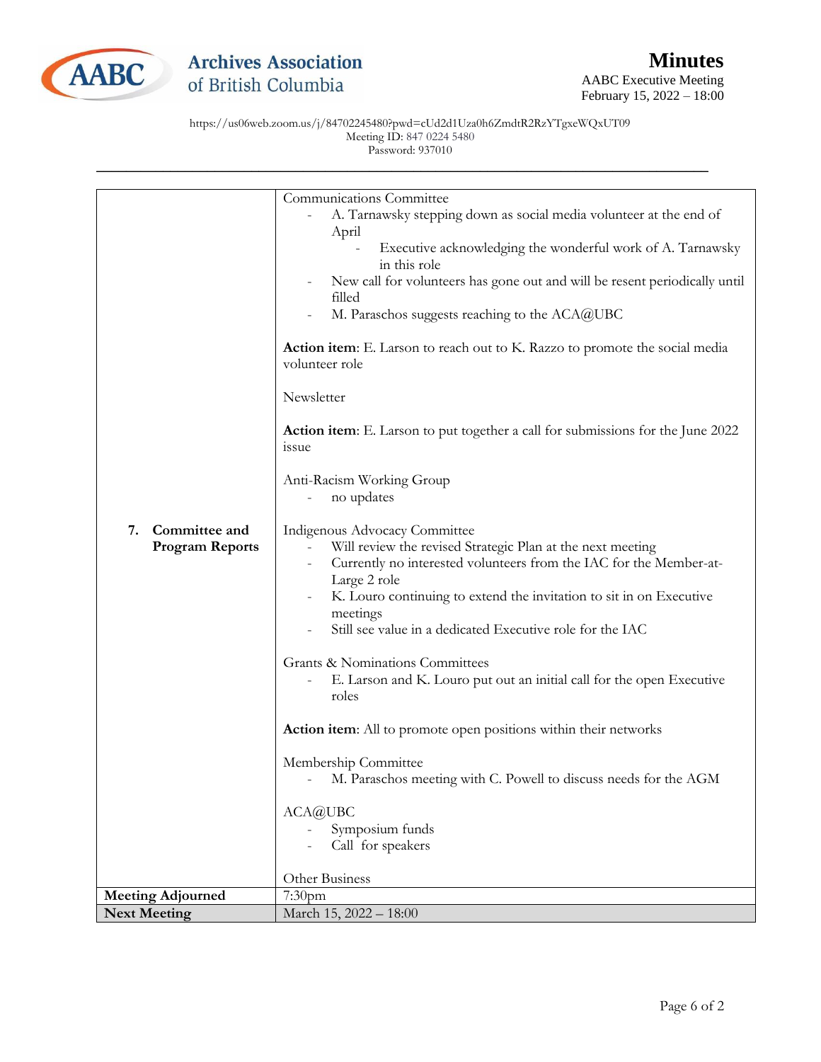| | |
|---|---|
| **7. Committee and Program Reports** | Communications Committee<br>- A. Tarnawsky stepping down as social media volunteer at the end of April<br>  - Executive acknowledging the wonderful work of A. Tarnawsky in this role<br>- New call for volunteers has gone out and will be resent periodically until filled<br>- M. Paraschos suggests reaching to the ACA@UBC<br><br>**Action item**: E. Larson to reach out to K. Razzo to promote the social media volunteer role<br><br>Newsletter<br><br>**Action item**: E. Larson to put together a call for submissions for the June 2022 issue<br><br>Anti-Racism Working Group<br>- no updates<br><br>Indigenous Advocacy Committee<br>- Will review the revised Strategic Plan at the next meeting<br>- Currently no interested volunteers from the IAC for the Member-at-Large 2 role<br>- K. Louro continuing to extend the invitation to sit in on Executive meetings<br>- Still see value in a dedicated Executive role for the IAC<br><br>Grants & Nominations Committees<br>- E. Larson and K. Louro put out an initial call for the open Executive roles<br><br>**Action item**: All to promote open positions within their networks<br><br>Membership Committee<br>- M. Paraschos meeting with C. Powell to discuss needs for the AGM<br><br>ACA@UBC<br>- Symposium funds<br>- Call for speakers<br><br>Other Business |
| **Meeting Adjourned** | 7:30pm |
| **Next Meeting** | March 15, 2022 – 18:00 |